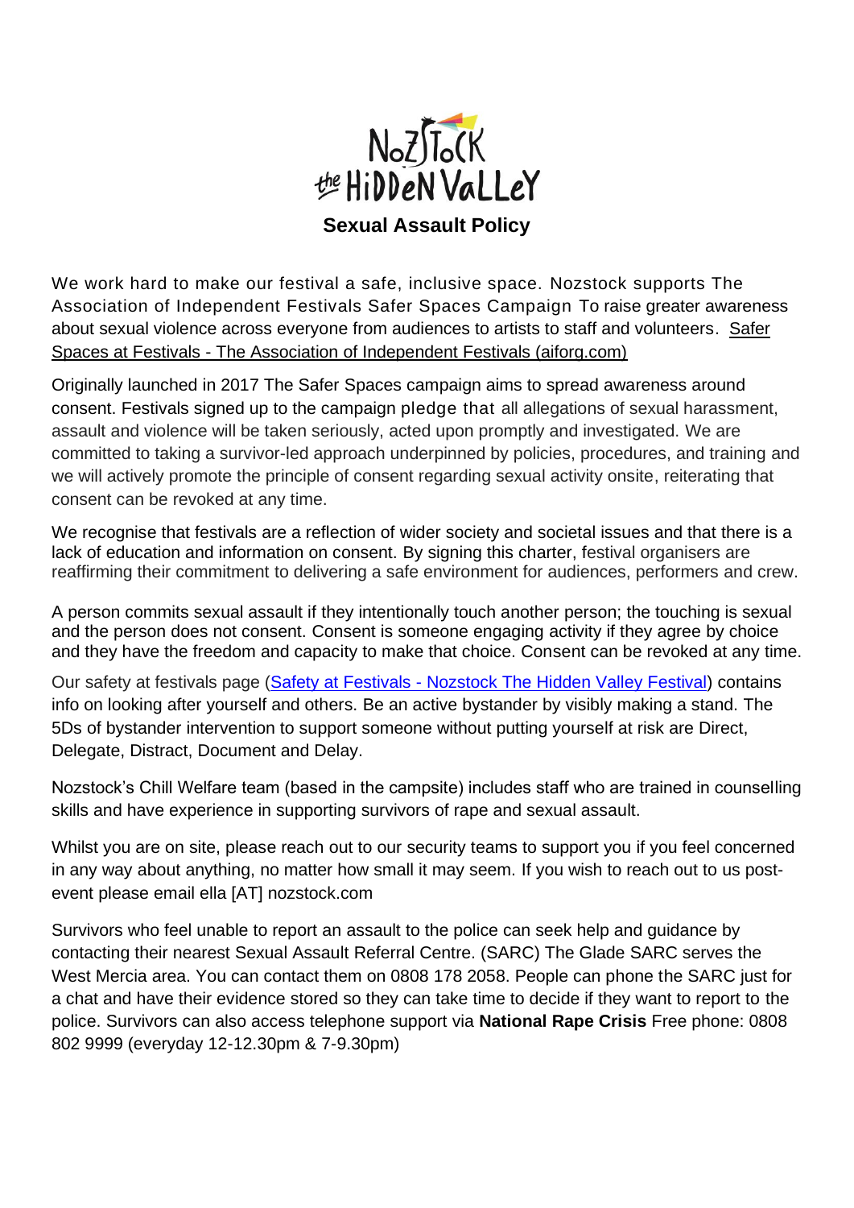Nozstock the Hidden Valley

# Sexual Assault Policy

We work hard to make our festival a safe, inclusive space. Nozstock supports The Association of Independent Festivals Safer Spaces Campaign To raise greater awareness about sexual violence across everyone from audiences to artists to staff and volunteers. [Safer Spaces at Festivals - The Association of Independent Festivals (aiforg.com)]

Originally launched in 2017 The Safer Spaces campaign aims to spread awareness around consent. Festivals signed up to the campaign pledge that all allegations of sexual harassment, assault and violence will be taken seriously, acted upon promptly and investigated. We are committed to taking a survivor-led approach underpinned by policies, procedures, and training and we will actively promote the principle of consent regarding sexual activity onsite, reiterating that consent can be revoked at any time.

We recognise that festivals are a reflection of wider society and societal issues and that there is a lack of education and information on consent. By signing this charter, festival organisers are reaffirming their commitment to delivering a safe environment for audiences, performers and crew.

A person commits sexual assault if they intentionally touch another person; the touching is sexual and the person does not consent. Consent is someone engaging activity if they agree by choice and they have the freedom and capacity to make that choice. Consent can be revoked at any time.

Our safety at festivals page ([Safety at Festivals - Nozstock The Hidden Valley Festival]) contains info on looking after yourself and others. Be an active bystander by visibly making a stand. The 5Ds of bystander intervention to support someone without putting yourself at risk are Direct, Delegate, Distract, Document and Delay.

Nozstock's Chill Welfare team (based in the campsite) includes staff who are trained in counselling skills and have experience in supporting survivors of rape and sexual assault.

Whilst you are on site, please reach out to our security teams to support you if you feel concerned in any way about anything, no matter how small it may seem. If you wish to reach out to us post-event please email ella [AT] nozstock.com

Survivors who feel unable to report an assault to the police can seek help and guidance by contacting their nearest Sexual Assault Referral Centre. (SARC) The Glade SARC serves the West Mercia area. You can contact them on 0808 178 2058. People can phone the SARC just for a chat and have their evidence stored so they can take time to decide if they want to report to the police. Survivors can also access telephone support via **National Rape Crisis** Free phone: 0808 802 9999 (everyday 12-12.30pm & 7-9.30pm)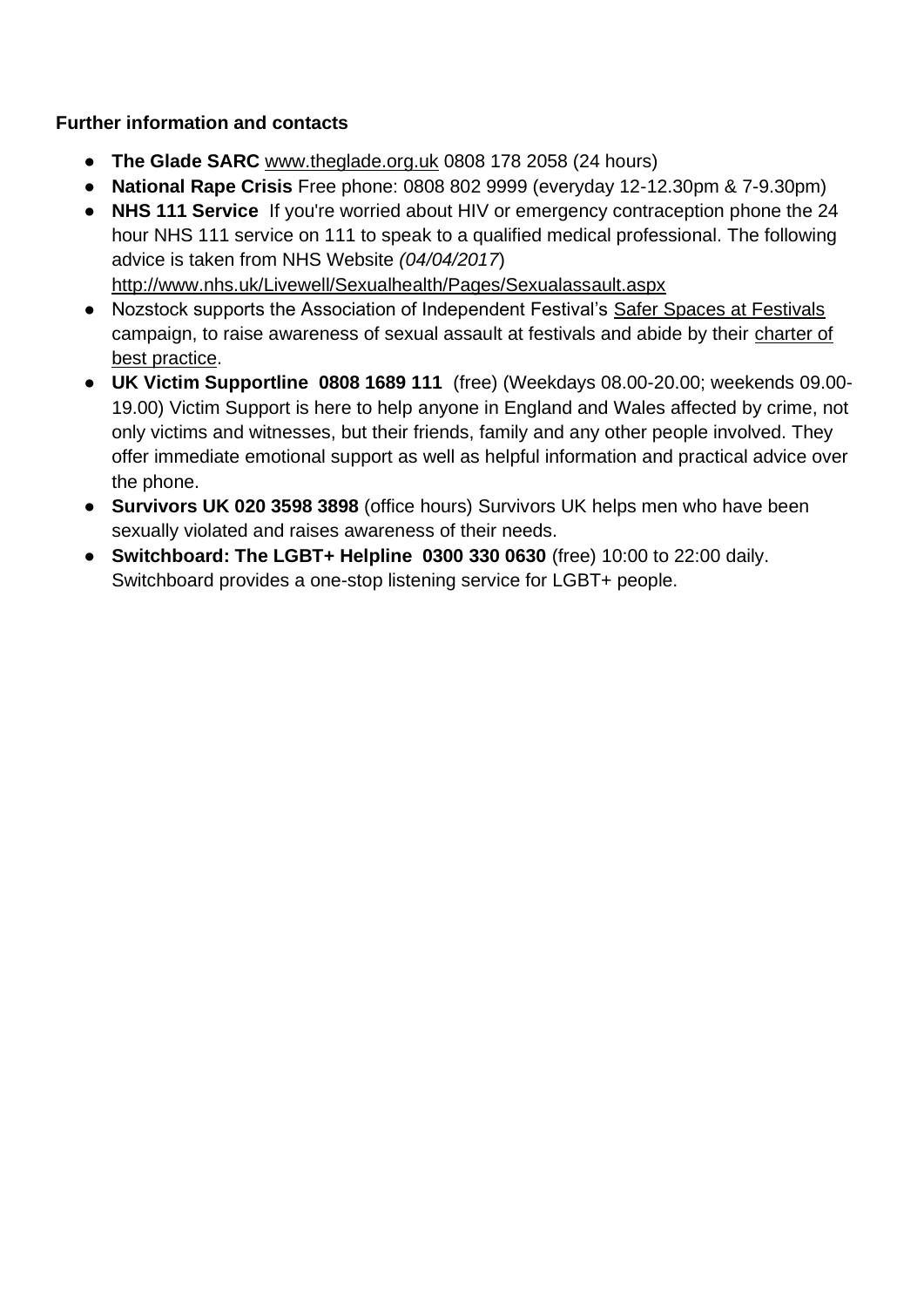**Further information and contacts**

- **The Glade SARC** www.theglade.org.uk 0808 178 2058 (24 hours)
- **National Rape Crisis** Free phone: 0808 802 9999 (everyday 12-12.30pm & 7-9.30pm)
- **NHS 111 Service** If you're worried about HIV or emergency contraception phone the 24 hour NHS 111 service on 111 to speak to a qualified medical professional. The following advice is taken from NHS Website *(04/04/2017*) http://www.nhs.uk/Livewell/Sexualhealth/Pages/Sexualassault.aspx
- Nozstock supports the Association of Independent Festival's Safer Spaces at Festivals campaign, to raise awareness of sexual assault at festivals and abide by their charter of best practice.
- **UK Victim Supportline 0808 1689 111** (free) (Weekdays 08.00-20.00; weekends 09.00-19.00) Victim Support is here to help anyone in England and Wales affected by crime, not only victims and witnesses, but their friends, family and any other people involved. They offer immediate emotional support as well as helpful information and practical advice over the phone.
- **Survivors UK 020 3598 3898** (office hours) Survivors UK helps men who have been sexually violated and raises awareness of their needs.
- **Switchboard: The LGBT+ Helpline 0300 330 0630** (free) 10:00 to 22:00 daily. Switchboard provides a one-stop listening service for LGBT+ people.